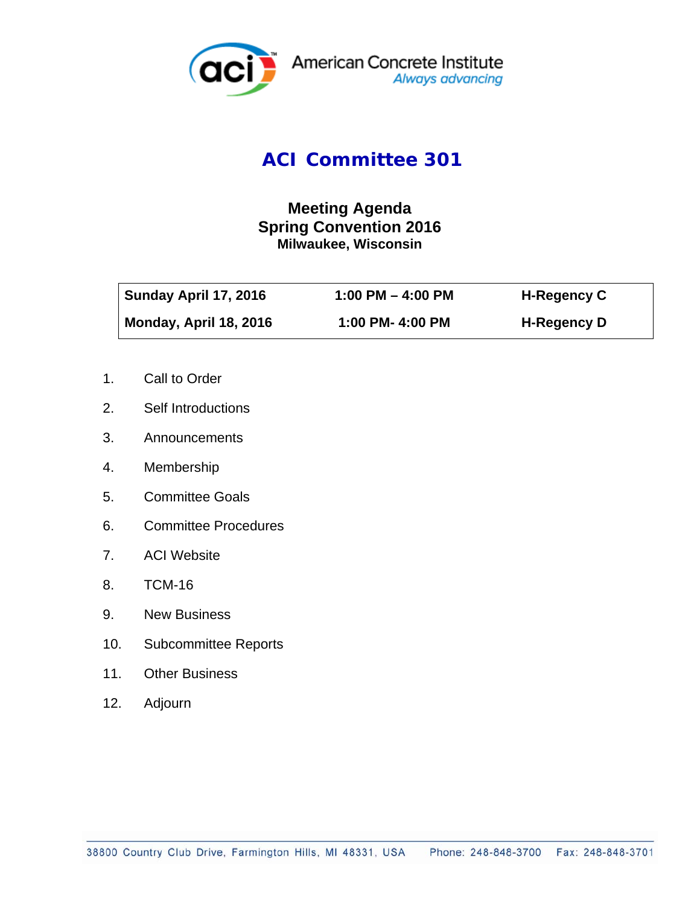American Concrete Institute
*Always advancing*

# ACI Committee 301

## Meeting Agenda
## Spring Convention 2016
### Milwaukee, Wisconsin

| **Sunday April 17, 2016** | **1:00 PM – 4:00 PM** | **H-Regency C** |
|---|---|---|
| **Monday, April 18, 2016** | **1:00 PM- 4:00 PM** | **H-Regency D** |

1. Call to Order
2. Self Introductions
3. Announcements
4. Membership
5. Committee Goals
6. Committee Procedures
7. ACI Website
8. TCM-16
9. New Business
10. Subcommittee Reports
11. Other Business
12. Adjourn

38800 Country Club Drive, Farmington Hills, MI 48331, USA Phone: 248-848-3700 Fax: 248-848-3701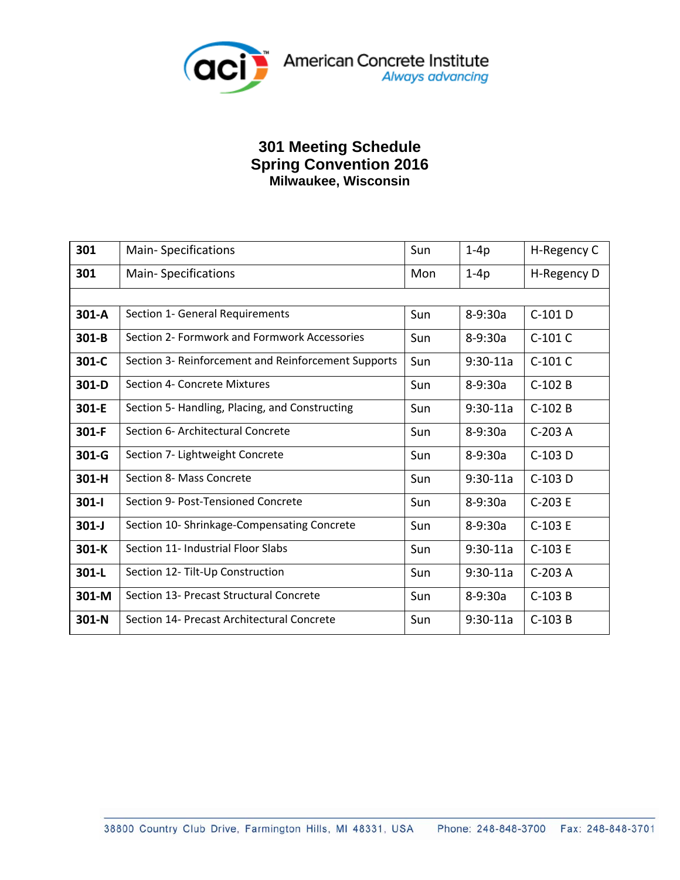American Concrete Institute
*Always advancing*

# 301 Meeting Schedule
## Spring Convention 2016
### Milwaukee, Wisconsin

| | | | | |
|---|---|---|---|---|
| **301** | Main- Specifications | Sun | 1-4p | H-Regency C |
| **301** | Main- Specifications | Mon | 1-4p | H-Regency D |
| | | | | |
| **301-A** | Section 1- General Requirements | Sun | 8-9:30a | C-101 D |
| **301-B** | Section 2- Formwork and Formwork Accessories | Sun | 8-9:30a | C-101 C |
| **301-C** | Section 3- Reinforcement and Reinforcement Supports | Sun | 9:30-11a | C-101 C |
| **301-D** | Section 4- Concrete Mixtures | Sun | 8-9:30a | C-102 B |
| **301-E** | Section 5- Handling, Placing, and Constructing | Sun | 9:30-11a | C-102 B |
| **301-F** | Section 6- Architectural Concrete | Sun | 8-9:30a | C-203 A |
| **301-G** | Section 7- Lightweight Concrete | Sun | 8-9:30a | C-103 D |
| **301-H** | Section 8- Mass Concrete | Sun | 9:30-11a | C-103 D |
| **301-I** | Section 9- Post-Tensioned Concrete | Sun | 8-9:30a | C-203 E |
| **301-J** | Section 10- Shrinkage-Compensating Concrete | Sun | 8-9:30a | C-103 E |
| **301-K** | Section 11- Industrial Floor Slabs | Sun | 9:30-11a | C-103 E |
| **301-L** | Section 12- Tilt-Up Construction | Sun | 9:30-11a | C-203 A |
| **301-M** | Section 13- Precast Structural Concrete | Sun | 8-9:30a | C-103 B |
| **301-N** | Section 14- Precast Architectural Concrete | Sun | 9:30-11a | C-103 B |

38800 Country Club Drive, Farmington Hills, MI 48331, USA Phone: 248-848-3700 Fax: 248-848-3701